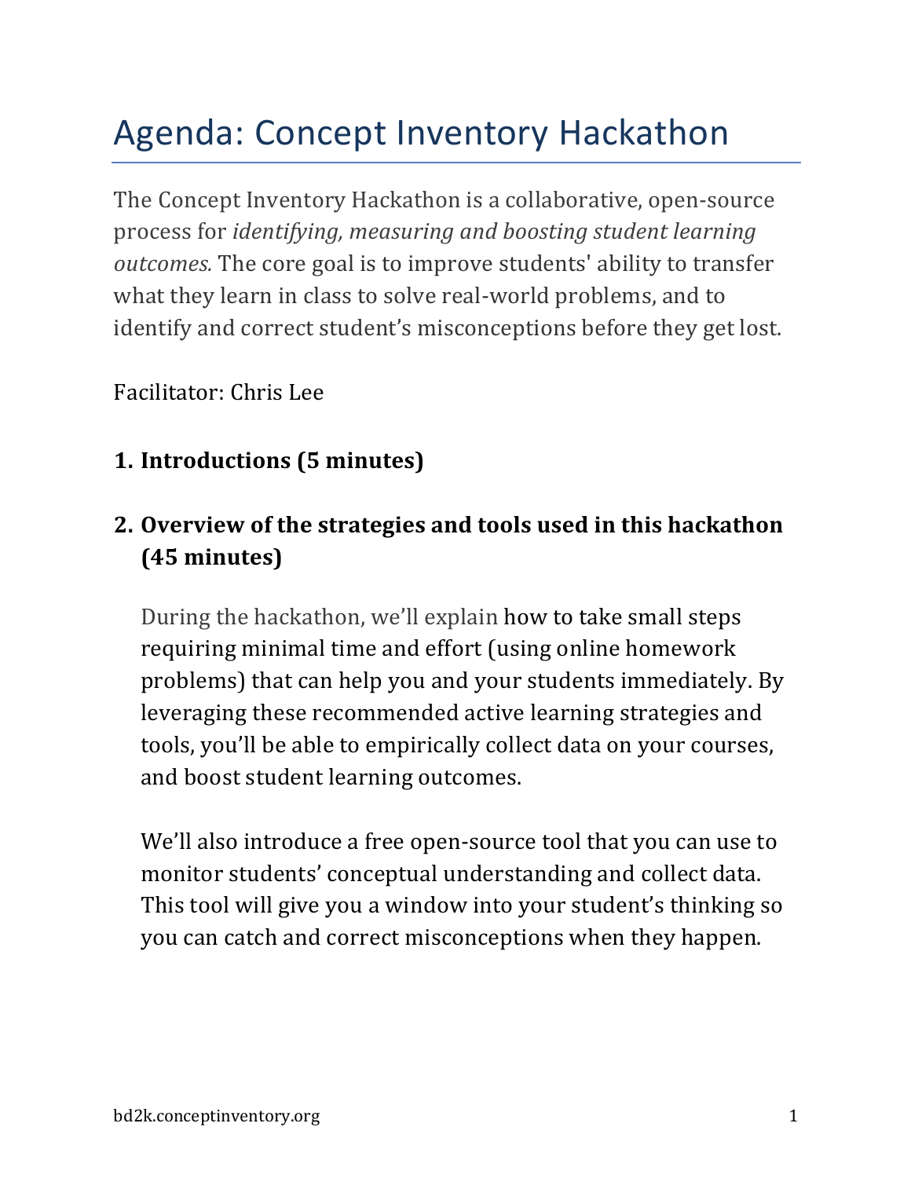# Agenda: Concept Inventory Hackathon

The Concept Inventory Hackathon is a collaborative, open-source process for *identifying, measuring and boosting student learning outcomes.* The core goal is to improve students' ability to transfer what they learn in class to solve real-world problems, and to identify and correct student's misconceptions before they get lost.

Facilitator: Chris Lee

1. **Introductions (5 minutes)**

2. **Overview of the strategies and tools used in this hackathon (45 minutes)**

   During the hackathon, we'll explain how to take small steps requiring minimal time and effort (using online homework problems) that can help you and your students immediately. By leveraging these recommended active learning strategies and tools, you'll be able to empirically collect data on your courses, and boost student learning outcomes.

   We'll also introduce a free open-source tool that you can use to monitor students' conceptual understanding and collect data. This tool will give you a window into your student's thinking so you can catch and correct misconceptions when they happen.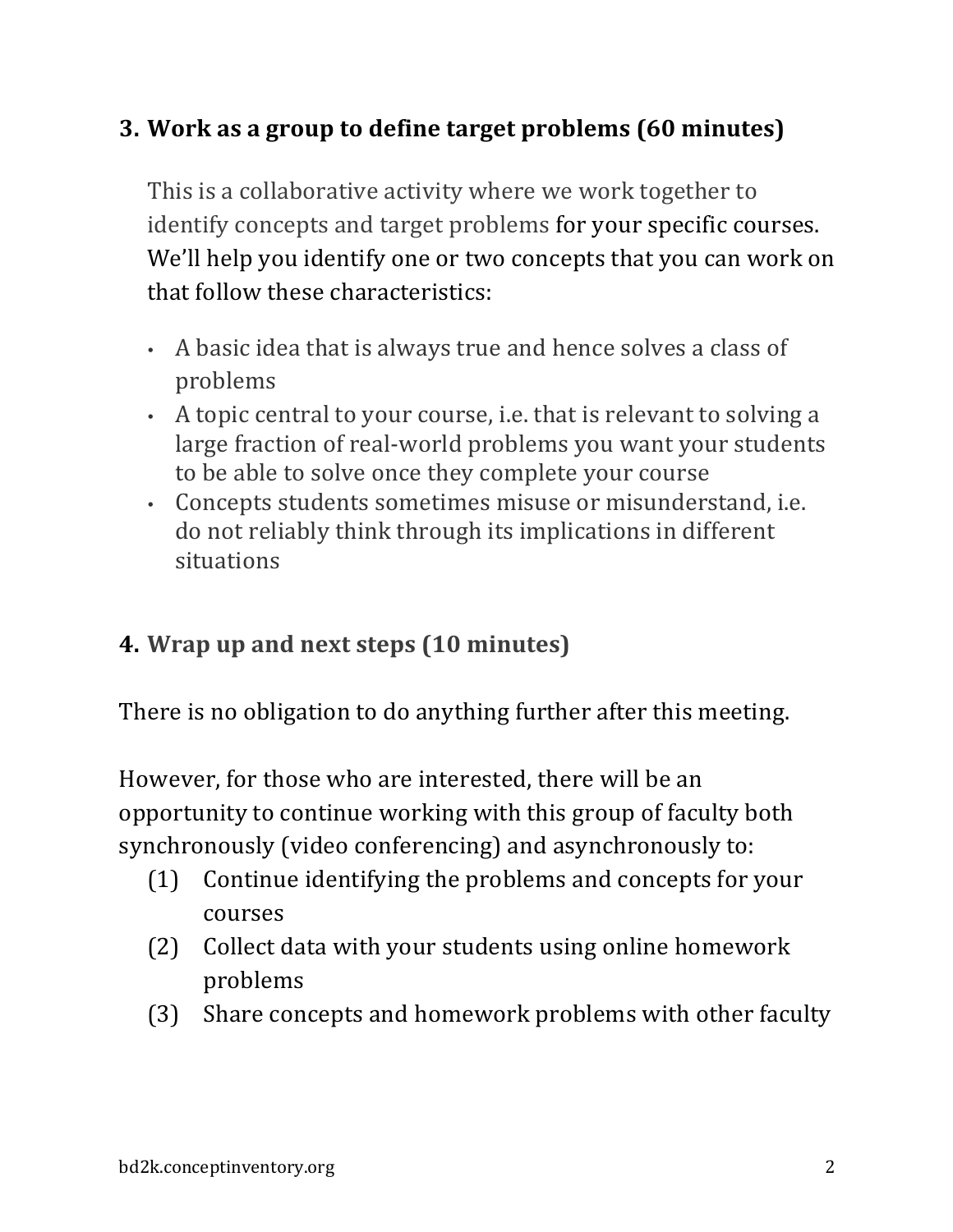## 3. Work as a group to define target problems (60 minutes)

This is a collaborative activity where we work together to identify concepts and target problems for your specific courses. We'll help you identify one or two concepts that you can work on that follow these characteristics:

- A basic idea that is always true and hence solves a class of problems
- A topic central to your course, i.e. that is relevant to solving a large fraction of real-world problems you want your students to be able to solve once they complete your course
- Concepts students sometimes misuse or misunderstand, i.e. do not reliably think through its implications in different situations

## 4. Wrap up and next steps (10 minutes)

There is no obligation to do anything further after this meeting.

However, for those who are interested, there will be an opportunity to continue working with this group of faculty both synchronously (video conferencing) and asynchronously to:

(1) Continue identifying the problems and concepts for your courses
(2) Collect data with your students using online homework problems
(3) Share concepts and homework problems with other faculty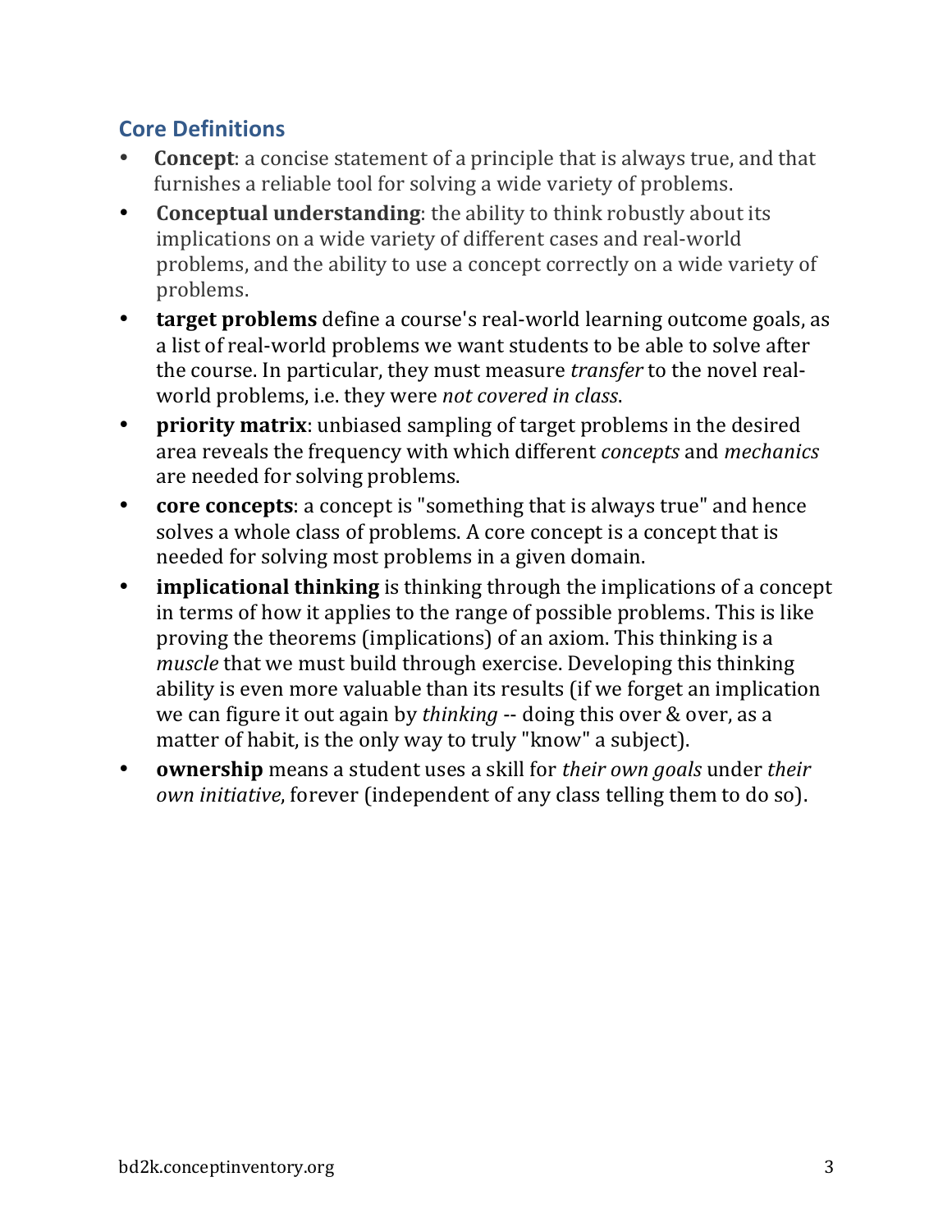## Core Definitions

- **Concept**: a concise statement of a principle that is always true, and that furnishes a reliable tool for solving a wide variety of problems.
- **Conceptual understanding**: the ability to think robustly about its implications on a wide variety of different cases and real-world problems, and the ability to use a concept correctly on a wide variety of problems.
- **target problems** define a course's real-world learning outcome goals, as a list of real-world problems we want students to be able to solve after the course. In particular, they must measure *transfer* to the novel real-world problems, i.e. they were *not covered in class*.
- **priority matrix**: unbiased sampling of target problems in the desired area reveals the frequency with which different *concepts* and *mechanics* are needed for solving problems.
- **core concepts**: a concept is "something that is always true" and hence solves a whole class of problems. A core concept is a concept that is needed for solving most problems in a given domain.
- **implicational thinking** is thinking through the implications of a concept in terms of how it applies to the range of possible problems. This is like proving the theorems (implications) of an axiom. This thinking is a *muscle* that we must build through exercise. Developing this thinking ability is even more valuable than its results (if we forget an implication we can figure it out again by *thinking* -- doing this over & over, as a matter of habit, is the only way to truly "know" a subject).
- **ownership** means a student uses a skill for *their own goals* under *their own initiative*, forever (independent of any class telling them to do so).